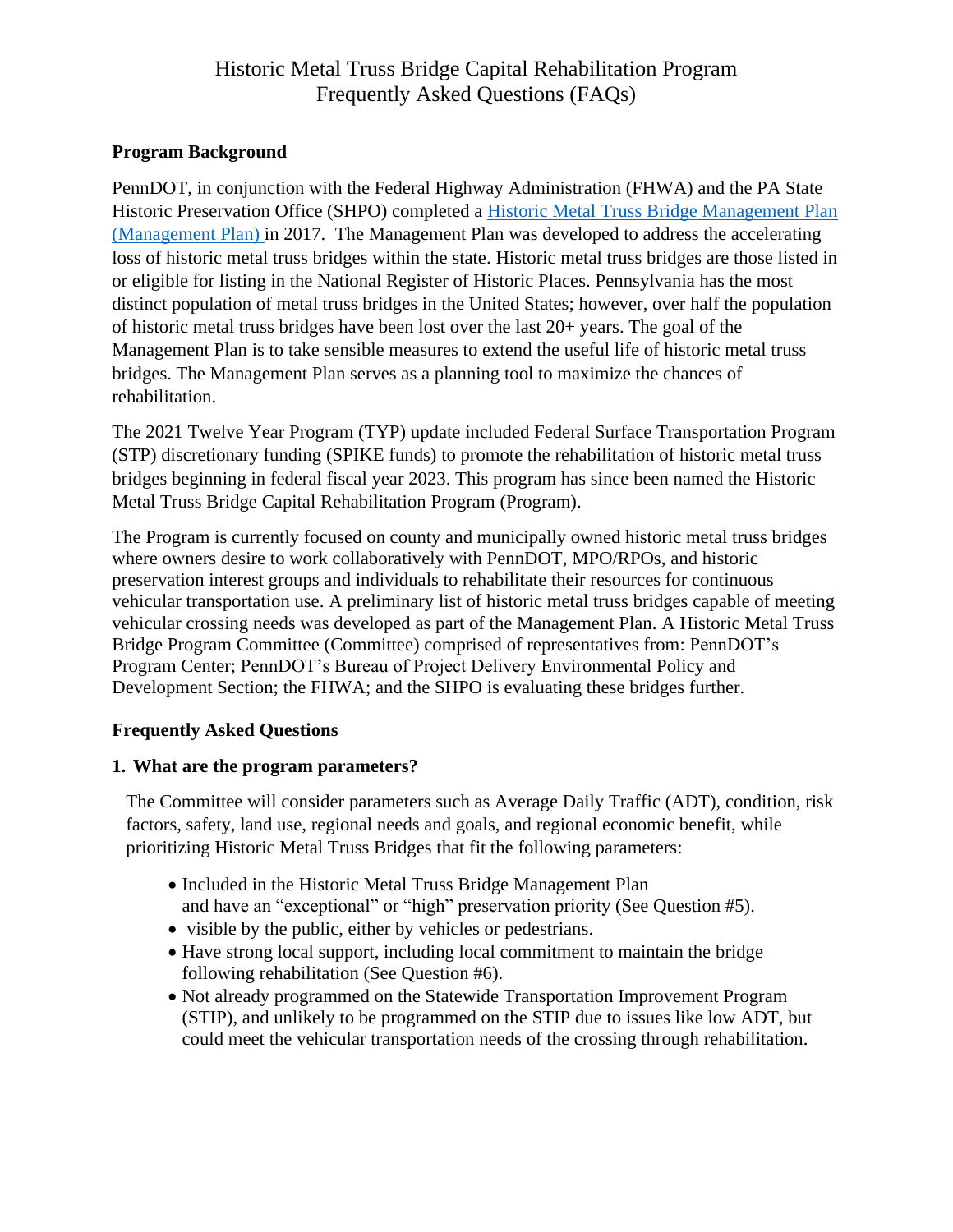# Historic Metal Truss Bridge Capital Rehabilitation Program
# Frequently Asked Questions (FAQs)

## Program Background

PennDOT, in conjunction with the Federal Highway Administration (FHWA) and the PA State Historic Preservation Office (SHPO) completed a [Historic Metal Truss Bridge Management Plan (Management Plan)](#) in 2017. The Management Plan was developed to address the accelerating loss of historic metal truss bridges within the state. Historic metal truss bridges are those listed in or eligible for listing in the National Register of Historic Places. Pennsylvania has the most distinct population of metal truss bridges in the United States; however, over half the population of historic metal truss bridges have been lost over the last 20+ years. The goal of the Management Plan is to take sensible measures to extend the useful life of historic metal truss bridges. The Management Plan serves as a planning tool to maximize the chances of rehabilitation.

The 2021 Twelve Year Program (TYP) update included Federal Surface Transportation Program (STP) discretionary funding (SPIKE funds) to promote the rehabilitation of historic metal truss bridges beginning in federal fiscal year 2023. This program has since been named the Historic Metal Truss Bridge Capital Rehabilitation Program (Program).

The Program is currently focused on county and municipally owned historic metal truss bridges where owners desire to work collaboratively with PennDOT, MPO/RPOs, and historic preservation interest groups and individuals to rehabilitate their resources for continuous vehicular transportation use. A preliminary list of historic metal truss bridges capable of meeting vehicular crossing needs was developed as part of the Management Plan. A Historic Metal Truss Bridge Program Committee (Committee) comprised of representatives from: PennDOT's Program Center; PennDOT's Bureau of Project Delivery Environmental Policy and Development Section; the FHWA; and the SHPO is evaluating these bridges further.

## Frequently Asked Questions

### 1. What are the program parameters?

The Committee will consider parameters such as Average Daily Traffic (ADT), condition, risk factors, safety, land use, regional needs and goals, and regional economic benefit, while prioritizing Historic Metal Truss Bridges that fit the following parameters:

- Included in the Historic Metal Truss Bridge Management Plan and have an "exceptional" or "high" preservation priority (See Question #5).
- visible by the public, either by vehicles or pedestrians.
- Have strong local support, including local commitment to maintain the bridge following rehabilitation (See Question #6).
- Not already programmed on the Statewide Transportation Improvement Program (STIP), and unlikely to be programmed on the STIP due to issues like low ADT, but could meet the vehicular transportation needs of the crossing through rehabilitation.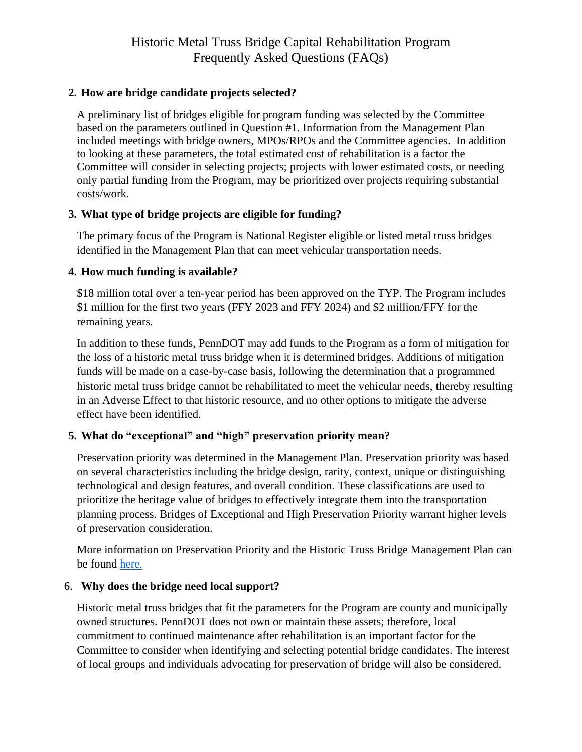# Historic Metal Truss Bridge Capital Rehabilitation Program
# Frequently Asked Questions (FAQs)

**2. How are bridge candidate projects selected?**

A preliminary list of bridges eligible for program funding was selected by the Committee based on the parameters outlined in Question #1. Information from the Management Plan included meetings with bridge owners, MPOs/RPOs and the Committee agencies. In addition to looking at these parameters, the total estimated cost of rehabilitation is a factor the Committee will consider in selecting projects; projects with lower estimated costs, or needing only partial funding from the Program, may be prioritized over projects requiring substantial costs/work.

**3. What type of bridge projects are eligible for funding?**

The primary focus of the Program is National Register eligible or listed metal truss bridges identified in the Management Plan that can meet vehicular transportation needs.

**4. How much funding is available?**

$18 million total over a ten-year period has been approved on the TYP. The Program includes $1 million for the first two years (FFY 2023 and FFY 2024) and $2 million/FFY for the remaining years.

In addition to these funds, PennDOT may add funds to the Program as a form of mitigation for the loss of a historic metal truss bridge when it is determined bridges. Additions of mitigation funds will be made on a case-by-case basis, following the determination that a programmed historic metal truss bridge cannot be rehabilitated to meet the vehicular needs, thereby resulting in an Adverse Effect to that historic resource, and no other options to mitigate the adverse effect have been identified.

**5. What do "exceptional" and "high" preservation priority mean?**

Preservation priority was determined in the Management Plan. Preservation priority was based on several characteristics including the bridge design, rarity, context, unique or distinguishing technological and design features, and overall condition. These classifications are used to prioritize the heritage value of bridges to effectively integrate them into the transportation planning process. Bridges of Exceptional and High Preservation Priority warrant higher levels of preservation consideration.

More information on Preservation Priority and the Historic Truss Bridge Management Plan can be found here.

6. **Why does the bridge need local support?**

Historic metal truss bridges that fit the parameters for the Program are county and municipally owned structures. PennDOT does not own or maintain these assets; therefore, local commitment to continued maintenance after rehabilitation is an important factor for the Committee to consider when identifying and selecting potential bridge candidates. The interest of local groups and individuals advocating for preservation of bridge will also be considered.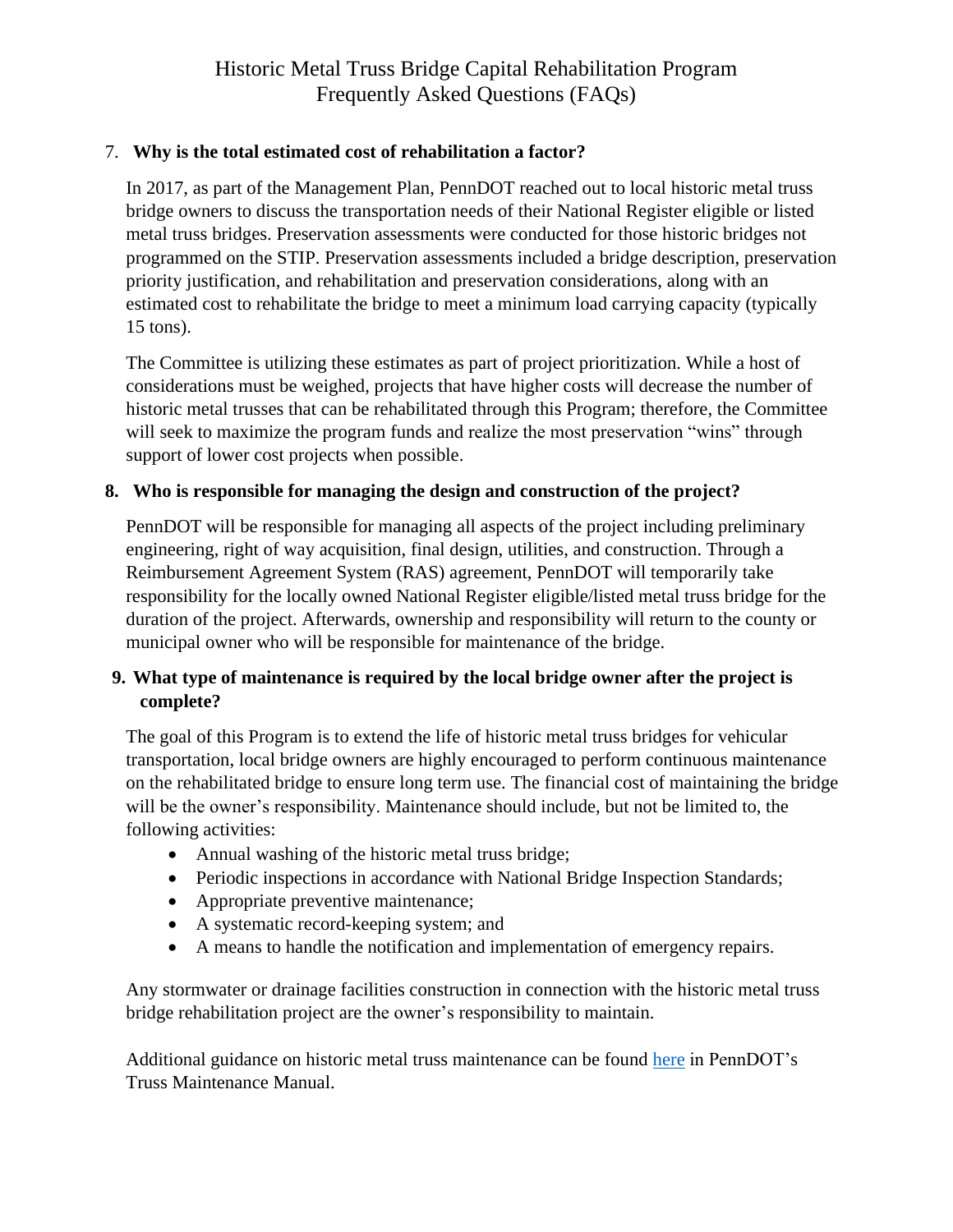# Historic Metal Truss Bridge Capital Rehabilitation Program
# Frequently Asked Questions (FAQs)

7. **Why is the total estimated cost of rehabilitation a factor?**

In 2017, as part of the Management Plan, PennDOT reached out to local historic metal truss bridge owners to discuss the transportation needs of their National Register eligible or listed metal truss bridges. Preservation assessments were conducted for those historic bridges not programmed on the STIP. Preservation assessments included a bridge description, preservation priority justification, and rehabilitation and preservation considerations, along with an estimated cost to rehabilitate the bridge to meet a minimum load carrying capacity (typically 15 tons).

The Committee is utilizing these estimates as part of project prioritization. While a host of considerations must be weighed, projects that have higher costs will decrease the number of historic metal trusses that can be rehabilitated through this Program; therefore, the Committee will seek to maximize the program funds and realize the most preservation "wins" through support of lower cost projects when possible.

**8. Who is responsible for managing the design and construction of the project?**

PennDOT will be responsible for managing all aspects of the project including preliminary engineering, right of way acquisition, final design, utilities, and construction. Through a Reimbursement Agreement System (RAS) agreement, PennDOT will temporarily take responsibility for the locally owned National Register eligible/listed metal truss bridge for the duration of the project. Afterwards, ownership and responsibility will return to the county or municipal owner who will be responsible for maintenance of the bridge.

**9. What type of maintenance is required by the local bridge owner after the project is complete?**

The goal of this Program is to extend the life of historic metal truss bridges for vehicular transportation, local bridge owners are highly encouraged to perform continuous maintenance on the rehabilitated bridge to ensure long term use. The financial cost of maintaining the bridge will be the owner's responsibility. Maintenance should include, but not be limited to, the following activities:

- Annual washing of the historic metal truss bridge;
- Periodic inspections in accordance with National Bridge Inspection Standards;
- Appropriate preventive maintenance;
- A systematic record-keeping system; and
- A means to handle the notification and implementation of emergency repairs.

Any stormwater or drainage facilities construction in connection with the historic metal truss bridge rehabilitation project are the owner's responsibility to maintain.

Additional guidance on historic metal truss maintenance can be found here in PennDOT's Truss Maintenance Manual.